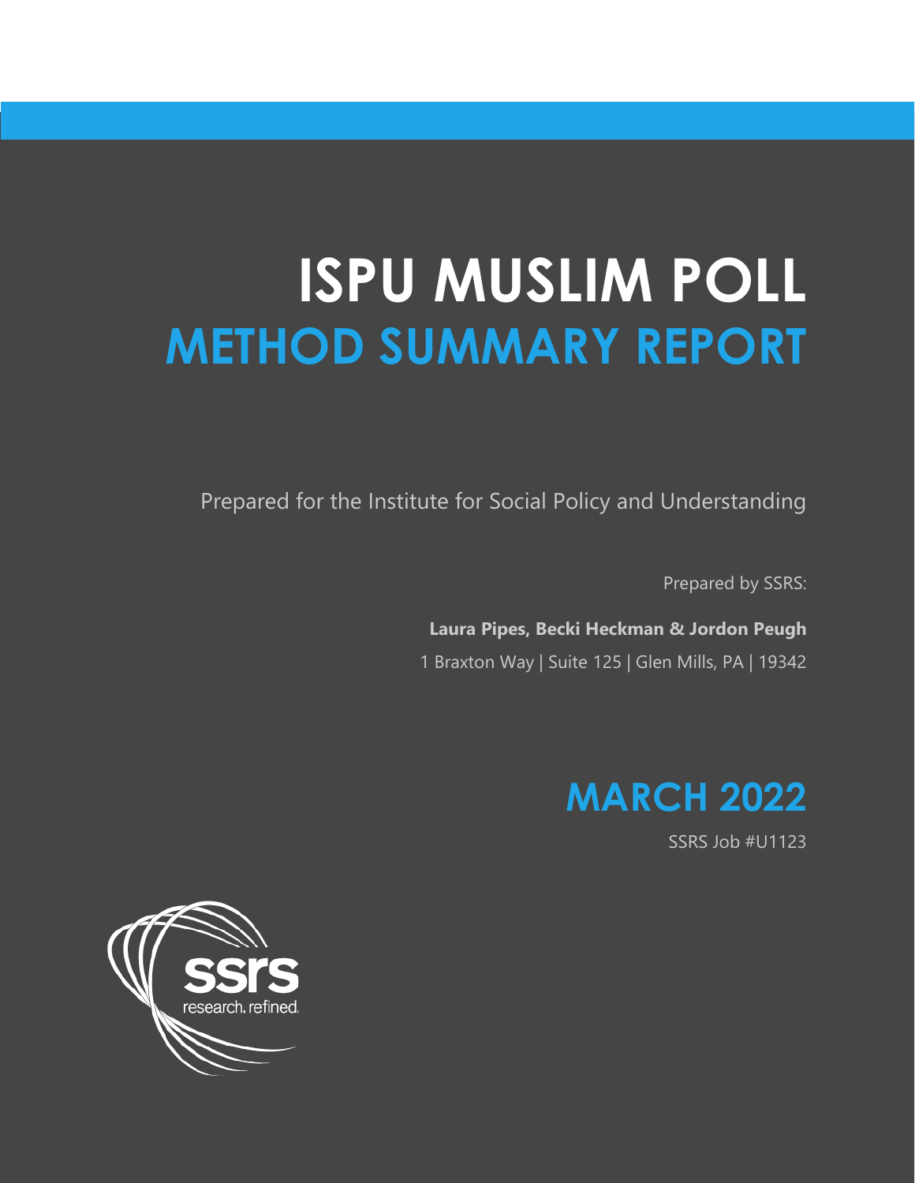# ISPU MUSLIM POLL
## METHOD SUMMARY REPORT

Prepared for the Institute for Social Policy and Understanding

Prepared by SSRS:

**Laura Pipes, Becki Heckman & Jordon Peugh**

1 Braxton Way | Suite 125 | Glen Mills, PA | 19342

**MARCH 2022**

SSRS Job #U1123

ssrs
research. refined.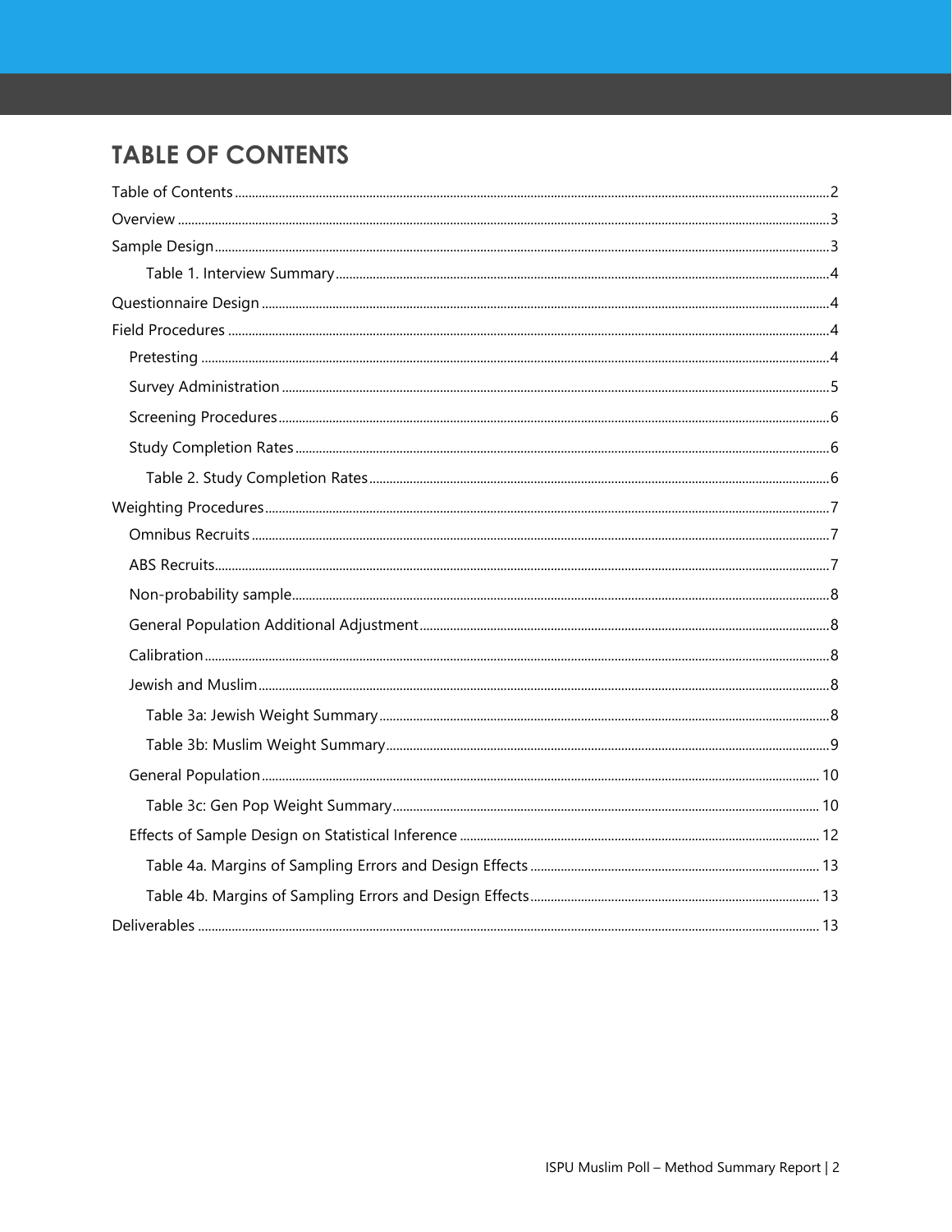# TABLE OF CONTENTS

- Table of Contents ..... 2
- Overview ..... 3
- Sample Design ..... 3
    - Table 1. Interview Summary ..... 4
- Questionnaire Design ..... 4
- Field Procedures ..... 4
  - Pretesting ..... 4
  - Survey Administration ..... 5
  - Screening Procedures ..... 6
  - Study Completion Rates ..... 6
    - Table 2. Study Completion Rates ..... 6
- Weighting Procedures ..... 7
  - Omnibus Recruits ..... 7
  - ABS Recruits ..... 7
  - Non-probability sample ..... 8
  - General Population Additional Adjustment ..... 8
  - Calibration ..... 8
  - Jewish and Muslim ..... 8
    - Table 3a: Jewish Weight Summary ..... 8
    - Table 3b: Muslim Weight Summary ..... 9
  - General Population ..... 10
    - Table 3c: Gen Pop Weight Summary ..... 10
  - Effects of Sample Design on Statistical Inference ..... 12
    - Table 4a. Margins of Sampling Errors and Design Effects ..... 13
    - Table 4b. Margins of Sampling Errors and Design Effects ..... 13
- Deliverables ..... 13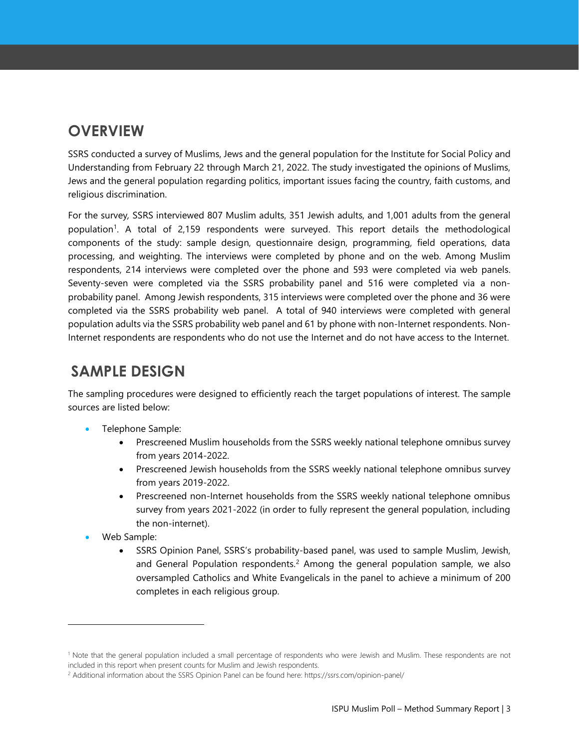## OVERVIEW

SSRS conducted a survey of Muslims, Jews and the general population for the Institute for Social Policy and Understanding from February 22 through March 21, 2022. The study investigated the opinions of Muslims, Jews and the general population regarding politics, important issues facing the country, faith customs, and religious discrimination.

For the survey, SSRS interviewed 807 Muslim adults, 351 Jewish adults, and 1,001 adults from the general population[1]. A total of 2,159 respondents were surveyed. This report details the methodological components of the study: sample design, questionnaire design, programming, field operations, data processing, and weighting. The interviews were completed by phone and on the web. Among Muslim respondents, 214 interviews were completed over the phone and 593 were completed via web panels. Seventy-seven were completed via the SSRS probability panel and 516 were completed via a non-probability panel. Among Jewish respondents, 315 interviews were completed over the phone and 36 were completed via the SSRS probability web panel. A total of 940 interviews were completed with general population adults via the SSRS probability web panel and 61 by phone with non-Internet respondents. Non-Internet respondents are respondents who do not use the Internet and do not have access to the Internet.

## SAMPLE DESIGN

The sampling procedures were designed to efficiently reach the target populations of interest. The sample sources are listed below:

- Telephone Sample:
  - Prescreened Muslim households from the SSRS weekly national telephone omnibus survey from years 2014-2022.
  - Prescreened Jewish households from the SSRS weekly national telephone omnibus survey from years 2019-2022.
  - Prescreened non-Internet households from the SSRS weekly national telephone omnibus survey from years 2021-2022 (in order to fully represent the general population, including the non-internet).
- Web Sample:
  - SSRS Opinion Panel, SSRS's probability-based panel, was used to sample Muslim, Jewish, and General Population respondents.[2] Among the general population sample, we also oversampled Catholics and White Evangelicals in the panel to achieve a minimum of 200 completes in each religious group.

---

[1] Note that the general population included a small percentage of respondents who were Jewish and Muslim. These respondents are not included in this report when present counts for Muslim and Jewish respondents.

[2] Additional information about the SSRS Opinion Panel can be found here: https://ssrs.com/opinion-panel/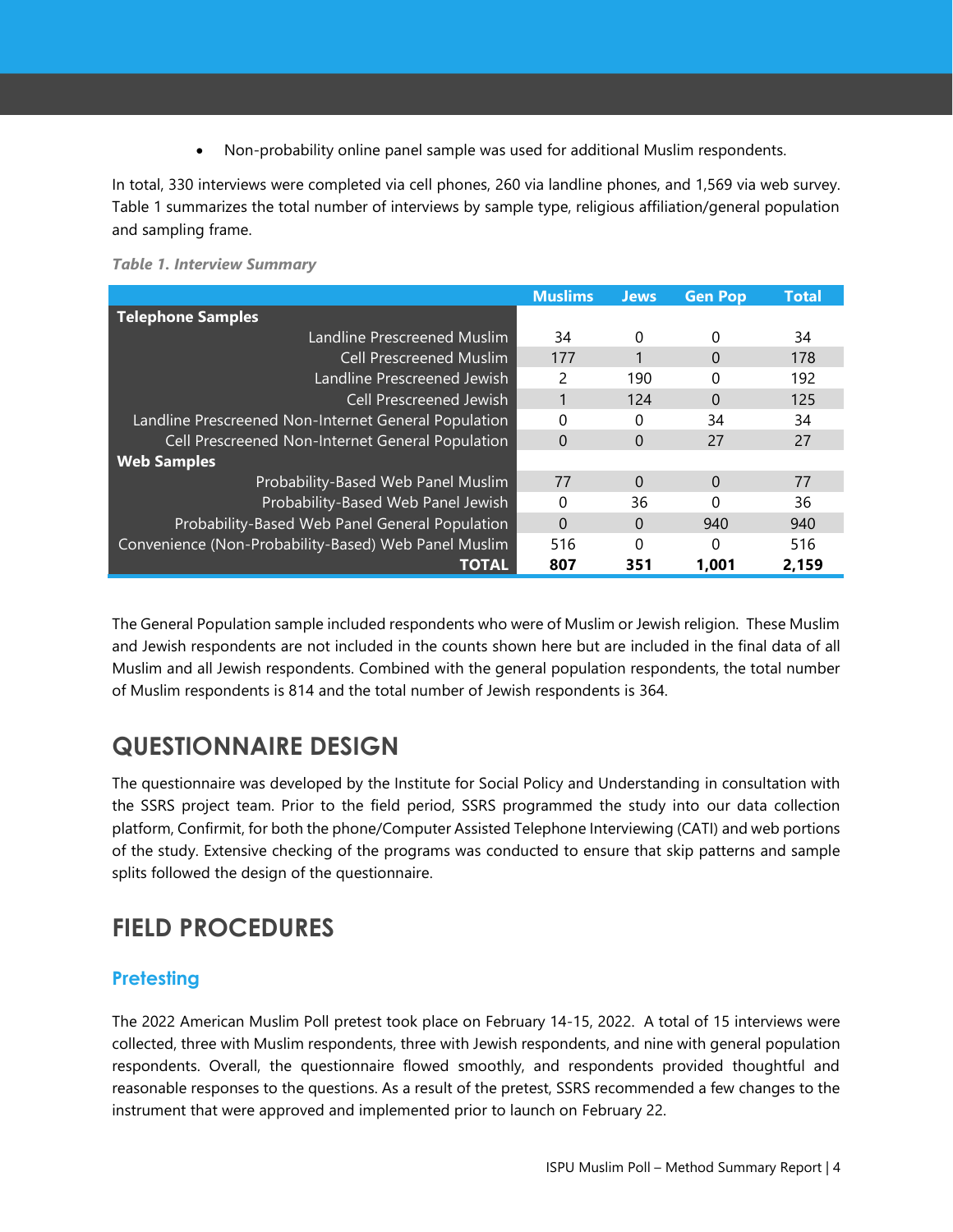- Non-probability online panel sample was used for additional Muslim respondents.

In total, 330 interviews were completed via cell phones, 260 via landline phones, and 1,569 via web survey. Table 1 summarizes the total number of interviews by sample type, religious affiliation/general population and sampling frame.

***Table 1. Interview Summary***

| | Muslims | Jews | Gen Pop | Total |
|---|---|---|---|---|
| **Telephone Samples** | | | | |
| Landline Prescreened Muslim | 34 | 0 | 0 | 34 |
| Cell Prescreened Muslim | 177 | 1 | 0 | 178 |
| Landline Prescreened Jewish | 2 | 190 | 0 | 192 |
| Cell Prescreened Jewish | 1 | 124 | 0 | 125 |
| Landline Prescreened Non-Internet General Population | 0 | 0 | 34 | 34 |
| Cell Prescreened Non-Internet General Population | 0 | 0 | 27 | 27 |
| **Web Samples** | | | | |
| Probability-Based Web Panel Muslim | 77 | 0 | 0 | 77 |
| Probability-Based Web Panel Jewish | 0 | 36 | 0 | 36 |
| Probability-Based Web Panel General Population | 0 | 0 | 940 | 940 |
| Convenience (Non-Probability-Based) Web Panel Muslim | 516 | 0 | 0 | 516 |
| **TOTAL** | **807** | **351** | **1,001** | **2,159** |

The General Population sample included respondents who were of Muslim or Jewish religion. These Muslim and Jewish respondents are not included in the counts shown here but are included in the final data of all Muslim and all Jewish respondents. Combined with the general population respondents, the total number of Muslim respondents is 814 and the total number of Jewish respondents is 364.

# QUESTIONNAIRE DESIGN

The questionnaire was developed by the Institute for Social Policy and Understanding in consultation with the SSRS project team. Prior to the field period, SSRS programmed the study into our data collection platform, Confirmit, for both the phone/Computer Assisted Telephone Interviewing (CATI) and web portions of the study. Extensive checking of the programs was conducted to ensure that skip patterns and sample splits followed the design of the questionnaire.

# FIELD PROCEDURES

## Pretesting

The 2022 American Muslim Poll pretest took place on February 14-15, 2022. A total of 15 interviews were collected, three with Muslim respondents, three with Jewish respondents, and nine with general population respondents. Overall, the questionnaire flowed smoothly, and respondents provided thoughtful and reasonable responses to the questions. As a result of the pretest, SSRS recommended a few changes to the instrument that were approved and implemented prior to launch on February 22.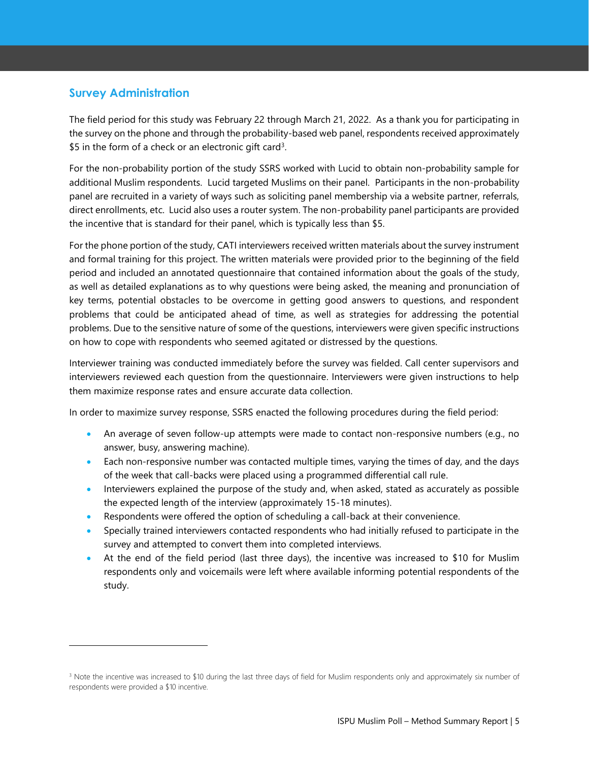## Survey Administration

The field period for this study was February 22 through March 21, 2022. As a thank you for participating in the survey on the phone and through the probability-based web panel, respondents received approximately $5 in the form of a check or an electronic gift card[3].

For the non-probability portion of the study SSRS worked with Lucid to obtain non-probability sample for additional Muslim respondents. Lucid targeted Muslims on their panel. Participants in the non-probability panel are recruited in a variety of ways such as soliciting panel membership via a website partner, referrals, direct enrollments, etc. Lucid also uses a router system. The non-probability panel participants are provided the incentive that is standard for their panel, which is typically less than $5.

For the phone portion of the study, CATI interviewers received written materials about the survey instrument and formal training for this project. The written materials were provided prior to the beginning of the field period and included an annotated questionnaire that contained information about the goals of the study, as well as detailed explanations as to why questions were being asked, the meaning and pronunciation of key terms, potential obstacles to be overcome in getting good answers to questions, and respondent problems that could be anticipated ahead of time, as well as strategies for addressing the potential problems. Due to the sensitive nature of some of the questions, interviewers were given specific instructions on how to cope with respondents who seemed agitated or distressed by the questions.

Interviewer training was conducted immediately before the survey was fielded. Call center supervisors and interviewers reviewed each question from the questionnaire. Interviewers were given instructions to help them maximize response rates and ensure accurate data collection.

In order to maximize survey response, SSRS enacted the following procedures during the field period:

- An average of seven follow-up attempts were made to contact non-responsive numbers (e.g., no answer, busy, answering machine).
- Each non-responsive number was contacted multiple times, varying the times of day, and the days of the week that call-backs were placed using a programmed differential call rule.
- Interviewers explained the purpose of the study and, when asked, stated as accurately as possible the expected length of the interview (approximately 15-18 minutes).
- Respondents were offered the option of scheduling a call-back at their convenience.
- Specially trained interviewers contacted respondents who had initially refused to participate in the survey and attempted to convert them into completed interviews.
- At the end of the field period (last three days), the incentive was increased to $10 for Muslim respondents only and voicemails were left where available informing potential respondents of the study.

---

[3] Note the incentive was increased to $10 during the last three days of field for Muslim respondents only and approximately six number of respondents were provided a $10 incentive.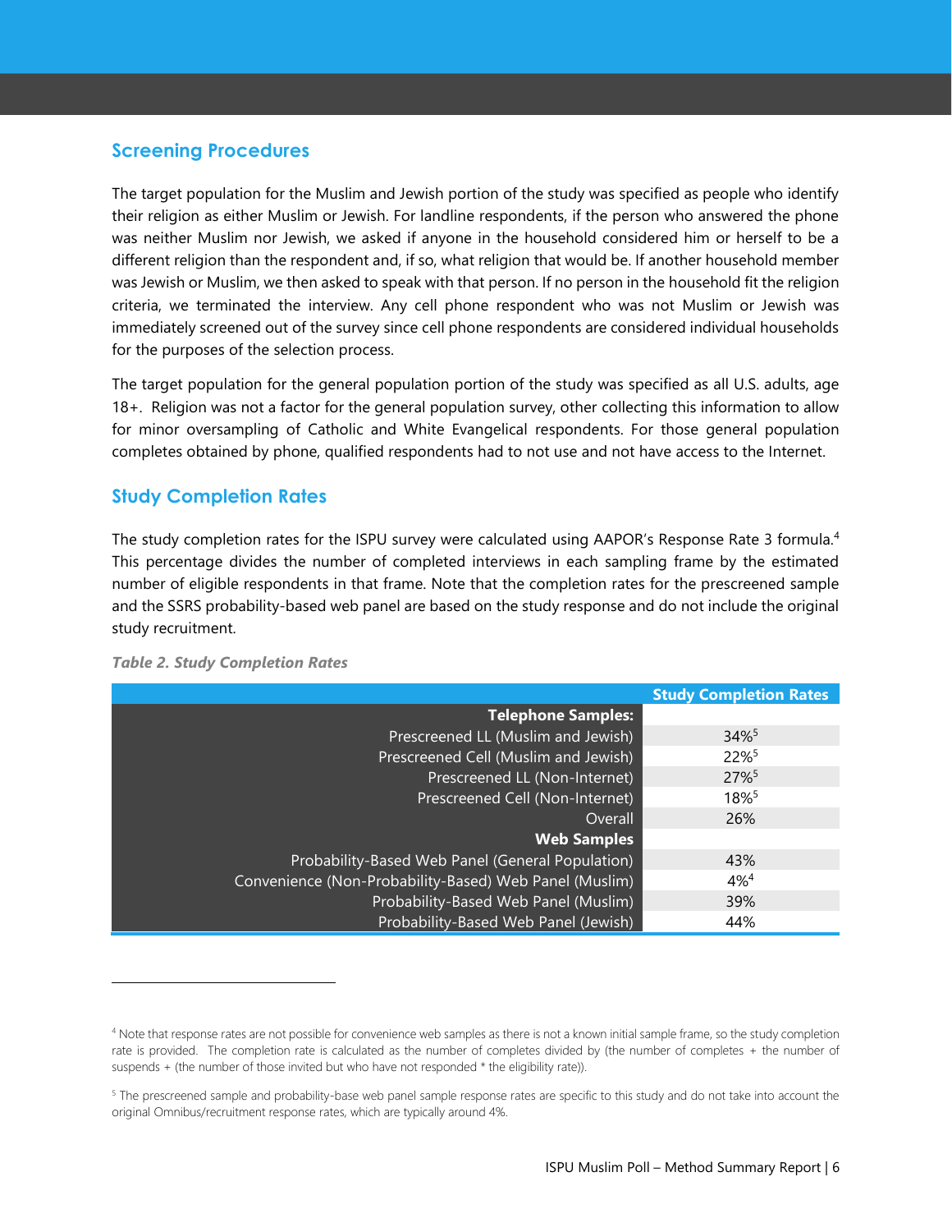## Screening Procedures

The target population for the Muslim and Jewish portion of the study was specified as people who identify their religion as either Muslim or Jewish. For landline respondents, if the person who answered the phone was neither Muslim nor Jewish, we asked if anyone in the household considered him or herself to be a different religion than the respondent and, if so, what religion that would be. If another household member was Jewish or Muslim, we then asked to speak with that person. If no person in the household fit the religion criteria, we terminated the interview. Any cell phone respondent who was not Muslim or Jewish was immediately screened out of the survey since cell phone respondents are considered individual households for the purposes of the selection process.

The target population for the general population portion of the study was specified as all U.S. adults, age 18+. Religion was not a factor for the general population survey, other collecting this information to allow for minor oversampling of Catholic and White Evangelical respondents. For those general population completes obtained by phone, qualified respondents had to not use and not have access to the Internet.

## Study Completion Rates

The study completion rates for the ISPU survey were calculated using AAPOR's Response Rate 3 formula.[4] This percentage divides the number of completed interviews in each sampling frame by the estimated number of eligible respondents in that frame. Note that the completion rates for the prescreened sample and the SSRS probability-based web panel are based on the study response and do not include the original study recruitment.

*Table 2. Study Completion Rates*

| | Study Completion Rates |
|---|---|
| **Telephone Samples:** | |
| Prescreened LL (Muslim and Jewish) | 34%[5] |
| Prescreened Cell (Muslim and Jewish) | 22%[5] |
| Prescreened LL (Non-Internet) | 27%[5] |
| Prescreened Cell (Non-Internet) | 18%[5] |
| Overall | 26% |
| **Web Samples** | |
| Probability-Based Web Panel (General Population) | 43% |
| Convenience (Non-Probability-Based) Web Panel (Muslim) | 4%[4] |
| Probability-Based Web Panel (Muslim) | 39% |
| Probability-Based Web Panel (Jewish) | 44% |

[4] Note that response rates are not possible for convenience web samples as there is not a known initial sample frame, so the study completion rate is provided. The completion rate is calculated as the number of completes divided by (the number of completes + the number of suspends + (the number of those invited but who have not responded * the eligibility rate)).

[5] The prescreened sample and probability-base web panel sample response rates are specific to this study and do not take into account the original Omnibus/recruitment response rates, which are typically around 4%.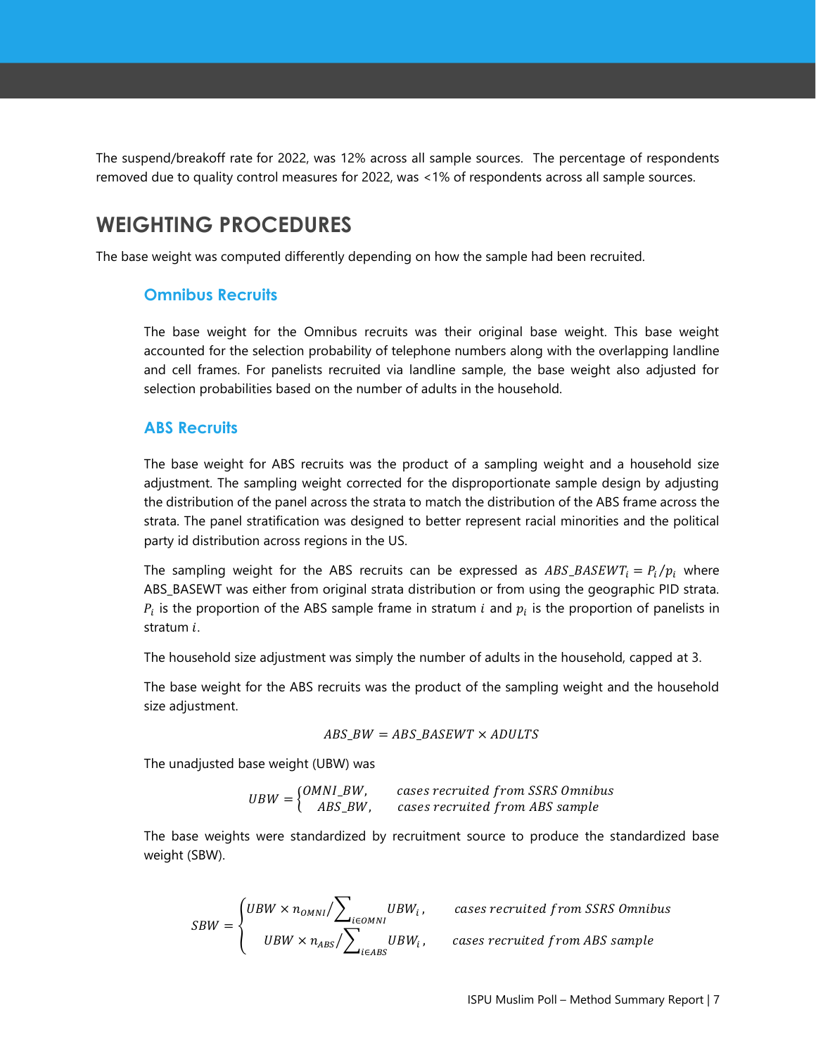The suspend/breakoff rate for 2022, was 12% across all sample sources. The percentage of respondents removed due to quality control measures for 2022, was <1% of respondents across all sample sources.

# WEIGHTING PROCEDURES

The base weight was computed differently depending on how the sample had been recruited.

### Omnibus Recruits

The base weight for the Omnibus recruits was their original base weight. This base weight accounted for the selection probability of telephone numbers along with the overlapping landline and cell frames. For panelists recruited via landline sample, the base weight also adjusted for selection probabilities based on the number of adults in the household.

### ABS Recruits

The base weight for ABS recruits was the product of a sampling weight and a household size adjustment. The sampling weight corrected for the disproportionate sample design by adjusting the distribution of the panel across the strata to match the distribution of the ABS frame across the strata. The panel stratification was designed to better represent racial minorities and the political party id distribution across regions in the US.

The sampling weight for the ABS recruits can be expressed as $ABS\_BASEWT_i = P_i/p_i$ where ABS_BASEWT was either from original strata distribution or from using the geographic PID strata. $P_i$ is the proportion of the ABS sample frame in stratum $i$ and $p_i$ is the proportion of panelists in stratum $i$.

The household size adjustment was simply the number of adults in the household, capped at 3.

The base weight for the ABS recruits was the product of the sampling weight and the household size adjustment.

$$ABS\_BW = ABS\_BASEWT \times ADULTS$$

The unadjusted base weight (UBW) was

$$UBW = \begin{cases} OMNI\_BW, & cases\ recruited\ from\ SSRS\ Omnibus \\ ABS\_BW, & cases\ recruited\ from\ ABS\ sample \end{cases}$$

The base weights were standardized by recruitment source to produce the standardized base weight (SBW).

$$SBW = \begin{cases} UBW \times n_{OMNI} / \sum_{i \in OMNI} UBW_i, & cases\ recruited\ from\ SSRS\ Omnibus \\ UBW \times n_{ABS} / \sum_{i \in ABS} UBW_i, & cases\ recruited\ from\ ABS\ sample \end{cases}$$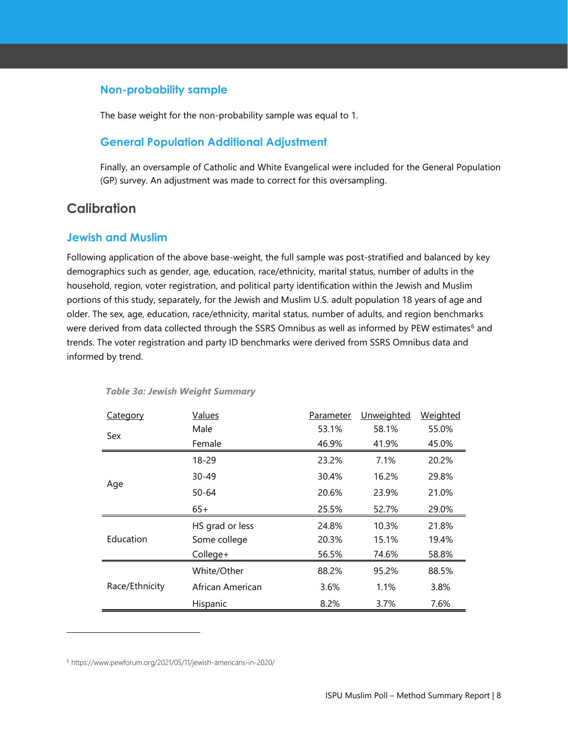### Non-probability sample

The base weight for the non-probability sample was equal to 1.

### General Population Additional Adjustment

Finally, an oversample of Catholic and White Evangelical were included for the General Population (GP) survey. An adjustment was made to correct for this oversampling.

## Calibration

### Jewish and Muslim

Following application of the above base-weight, the full sample was post-stratified and balanced by key demographics such as gender, age, education, race/ethnicity, marital status, number of adults in the household, region, voter registration, and political party identification within the Jewish and Muslim portions of this study, separately, for the Jewish and Muslim U.S. adult population 18 years of age and older. The sex, age, education, race/ethnicity, marital status, number of adults, and region benchmarks were derived from data collected through the SSRS Omnibus as well as informed by PEW estimates[6] and trends. The voter registration and party ID benchmarks were derived from SSRS Omnibus data and informed by trend.

*Table 3a: Jewish Weight Summary*

| Category | Values | Parameter | Unweighted | Weighted |
|---|---|---|---|---|
| Sex | Male | 53.1% | 58.1% | 55.0% |
| | Female | 46.9% | 41.9% | 45.0% |
| Age | 18-29 | 23.2% | 7.1% | 20.2% |
| | 30-49 | 30.4% | 16.2% | 29.8% |
| | 50-64 | 20.6% | 23.9% | 21.0% |
| | 65+ | 25.5% | 52.7% | 29.0% |
| Education | HS grad or less | 24.8% | 10.3% | 21.8% |
| | Some college | 20.3% | 15.1% | 19.4% |
| | College+ | 56.5% | 74.6% | 58.8% |
| Race/Ethnicity | White/Other | 88.2% | 95.2% | 88.5% |
| | African American | 3.6% | 1.1% | 3.8% |
| | Hispanic | 8.2% | 3.7% | 7.6% |

[6] https://www.pewforum.org/2021/05/11/jewish-americans-in-2020/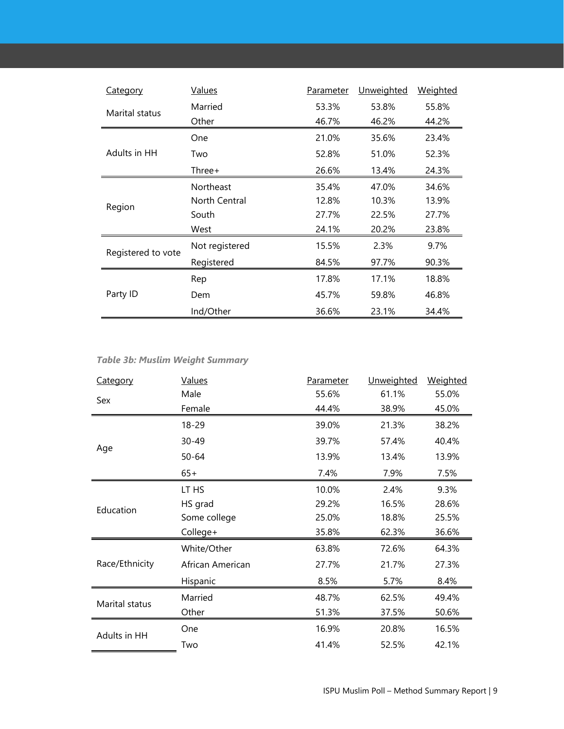| Category | Values | Parameter | Unweighted | Weighted |
|---|---|---|---|---|
| Marital status | Married | 53.3% | 53.8% | 55.8% |
| | Other | 46.7% | 46.2% | 44.2% |
| Adults in HH | One | 21.0% | 35.6% | 23.4% |
| | Two | 52.8% | 51.0% | 52.3% |
| | Three+ | 26.6% | 13.4% | 24.3% |
| Region | Northeast | 35.4% | 47.0% | 34.6% |
| | North Central | 12.8% | 10.3% | 13.9% |
| | South | 27.7% | 22.5% | 27.7% |
| | West | 24.1% | 20.2% | 23.8% |
| Registered to vote | Not registered | 15.5% | 2.3% | 9.7% |
| | Registered | 84.5% | 97.7% | 90.3% |
| Party ID | Rep | 17.8% | 17.1% | 18.8% |
| | Dem | 45.7% | 59.8% | 46.8% |
| | Ind/Other | 36.6% | 23.1% | 34.4% |

***Table 3b: Muslim Weight Summary***

| Category | Values | Parameter | Unweighted | Weighted |
|---|---|---|---|---|
| Sex | Male | 55.6% | 61.1% | 55.0% |
| | Female | 44.4% | 38.9% | 45.0% |
| Age | 18-29 | 39.0% | 21.3% | 38.2% |
| | 30-49 | 39.7% | 57.4% | 40.4% |
| | 50-64 | 13.9% | 13.4% | 13.9% |
| | 65+ | 7.4% | 7.9% | 7.5% |
| Education | LT HS | 10.0% | 2.4% | 9.3% |
| | HS grad | 29.2% | 16.5% | 28.6% |
| | Some college | 25.0% | 18.8% | 25.5% |
| | College+ | 35.8% | 62.3% | 36.6% |
| Race/Ethnicity | White/Other | 63.8% | 72.6% | 64.3% |
| | African American | 27.7% | 21.7% | 27.3% |
| | Hispanic | 8.5% | 5.7% | 8.4% |
| Marital status | Married | 48.7% | 62.5% | 49.4% |
| | Other | 51.3% | 37.5% | 50.6% |
| Adults in HH | One | 16.9% | 20.8% | 16.5% |
| | Two | 41.4% | 52.5% | 42.1% |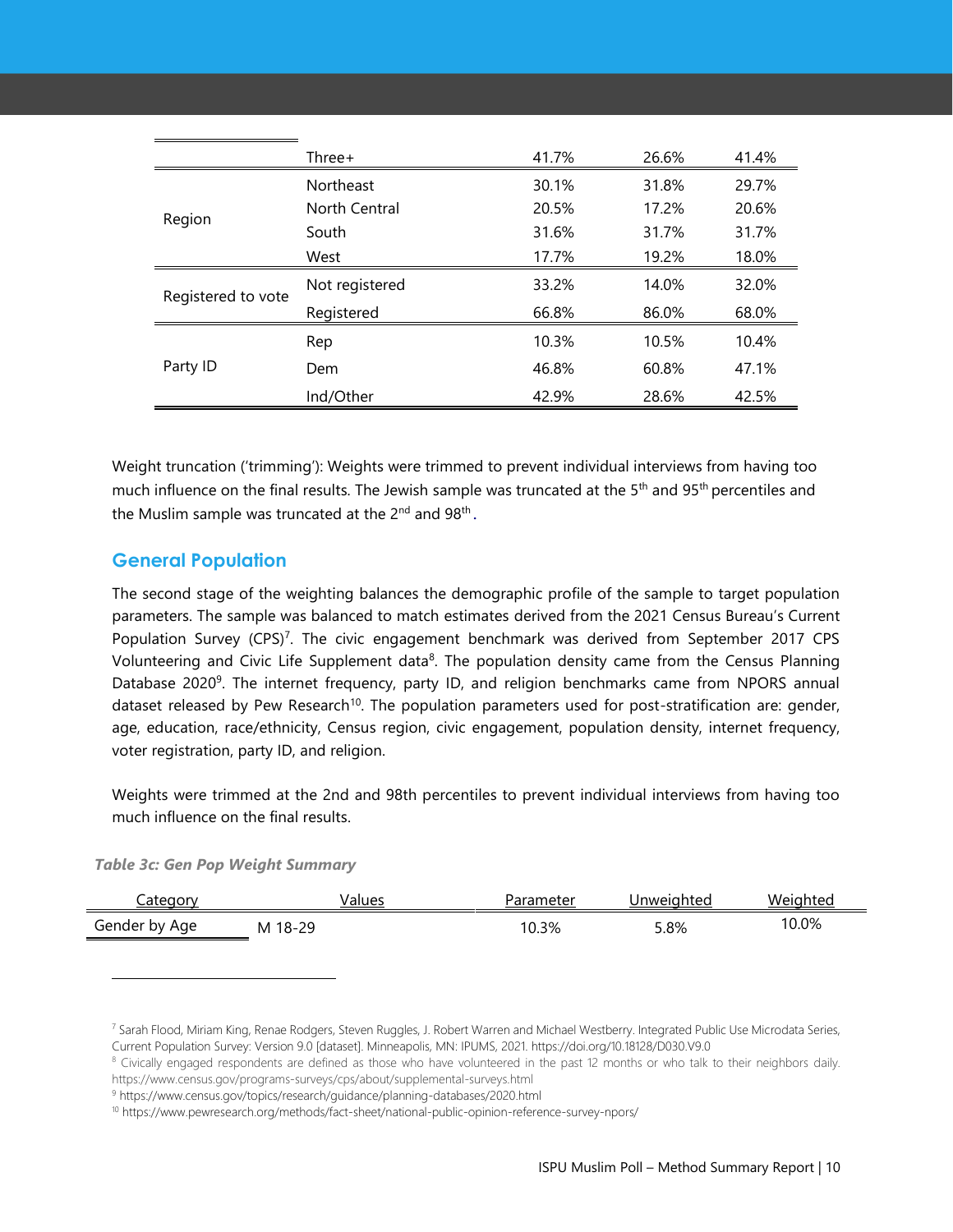| | | | | |
|---|---|---|---|---|
| | Three+ | 41.7% | 26.6% | 41.4% |
| Region | Northeast | 30.1% | 31.8% | 29.7% |
| | North Central | 20.5% | 17.2% | 20.6% |
| | South | 31.6% | 31.7% | 31.7% |
| | West | 17.7% | 19.2% | 18.0% |
| Registered to vote | Not registered | 33.2% | 14.0% | 32.0% |
| | Registered | 66.8% | 86.0% | 68.0% |
| Party ID | Rep | 10.3% | 10.5% | 10.4% |
| | Dem | 46.8% | 60.8% | 47.1% |
| | Ind/Other | 42.9% | 28.6% | 42.5% |

Weight truncation ('trimming'): Weights were trimmed to prevent individual interviews from having too much influence on the final results. The Jewish sample was truncated at the 5th and 95th percentiles and the Muslim sample was truncated at the 2nd and 98th.

## General Population

The second stage of the weighting balances the demographic profile of the sample to target population parameters. The sample was balanced to match estimates derived from the 2021 Census Bureau's Current Population Survey (CPS)[7]. The civic engagement benchmark was derived from September 2017 CPS Volunteering and Civic Life Supplement data[8]. The population density came from the Census Planning Database 2020[9]. The internet frequency, party ID, and religion benchmarks came from NPORS annual dataset released by Pew Research[10]. The population parameters used for post-stratification are: gender, age, education, race/ethnicity, Census region, civic engagement, population density, internet frequency, voter registration, party ID, and religion.

Weights were trimmed at the 2nd and 98th percentiles to prevent individual interviews from having too much influence on the final results.

*Table 3c: Gen Pop Weight Summary*

| Category | Values | Parameter | Unweighted | Weighted |
|---|---|---|---|---|
| Gender by Age | M 18-29 | 10.3% | 5.8% | 10.0% |

[7] Sarah Flood, Miriam King, Renae Rodgers, Steven Ruggles, J. Robert Warren and Michael Westberry. Integrated Public Use Microdata Series, Current Population Survey: Version 9.0 [dataset]. Minneapolis, MN: IPUMS, 2021. https://doi.org/10.18128/D030.V9.0

[8] Civically engaged respondents are defined as those who have volunteered in the past 12 months or who talk to their neighbors daily. https://www.census.gov/programs-surveys/cps/about/supplemental-surveys.html

[9] https://www.census.gov/topics/research/guidance/planning-databases/2020.html

[10] https://www.pewresearch.org/methods/fact-sheet/national-public-opinion-reference-survey-npors/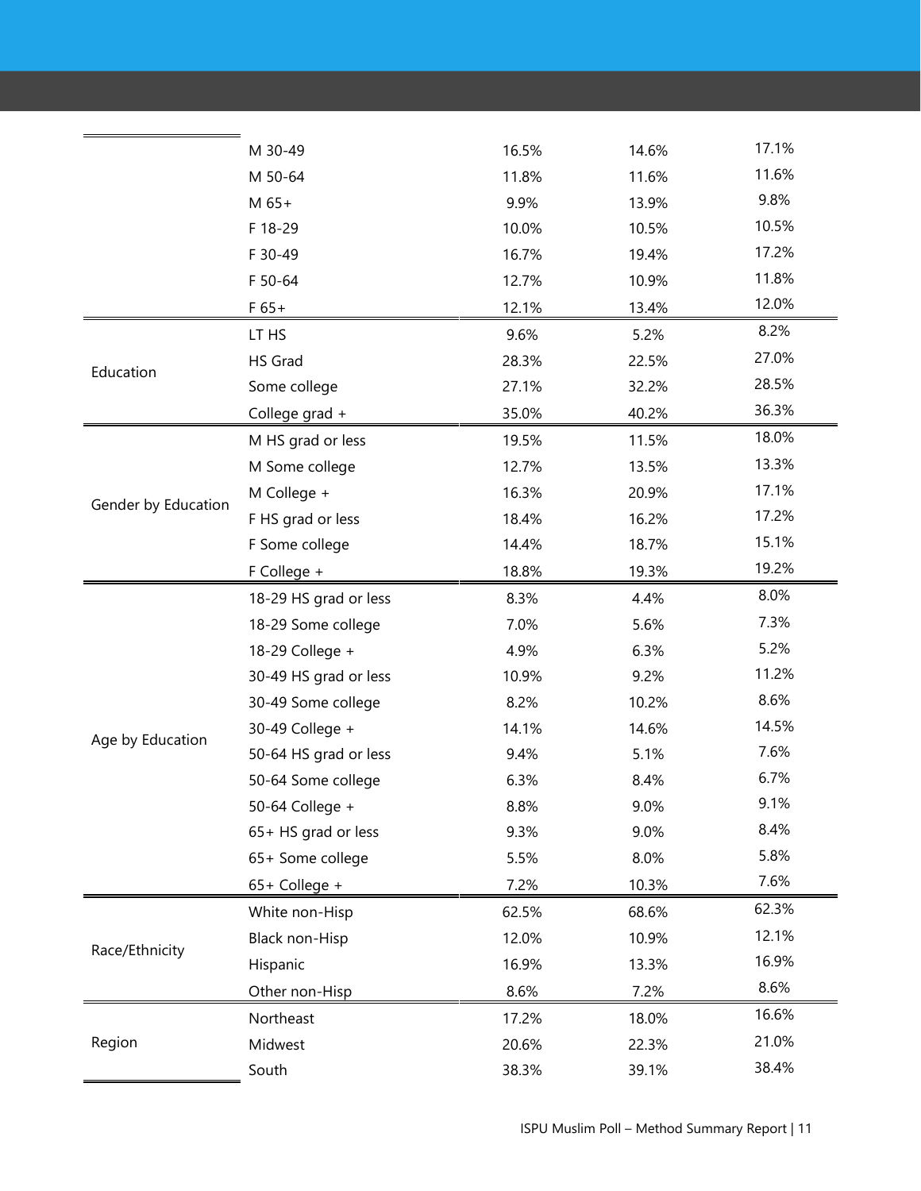| | | | | |
|---|---|---|---|---|
| | M 30-49 | 16.5% | 14.6% | 17.1% |
| | M 50-64 | 11.8% | 11.6% | 11.6% |
| | M 65+ | 9.9% | 13.9% | 9.8% |
| | F 18-29 | 10.0% | 10.5% | 10.5% |
| | F 30-49 | 16.7% | 19.4% | 17.2% |
| | F 50-64 | 12.7% | 10.9% | 11.8% |
| | F 65+ | 12.1% | 13.4% | 12.0% |
| Education | LT HS | 9.6% | 5.2% | 8.2% |
| | HS Grad | 28.3% | 22.5% | 27.0% |
| | Some college | 27.1% | 32.2% | 28.5% |
| | College grad + | 35.0% | 40.2% | 36.3% |
| Gender by Education | M HS grad or less | 19.5% | 11.5% | 18.0% |
| | M Some college | 12.7% | 13.5% | 13.3% |
| | M College + | 16.3% | 20.9% | 17.1% |
| | F HS grad or less | 18.4% | 16.2% | 17.2% |
| | F Some college | 14.4% | 18.7% | 15.1% |
| | F College + | 18.8% | 19.3% | 19.2% |
| Age by Education | 18-29 HS grad or less | 8.3% | 4.4% | 8.0% |
| | 18-29 Some college | 7.0% | 5.6% | 7.3% |
| | 18-29 College + | 4.9% | 6.3% | 5.2% |
| | 30-49 HS grad or less | 10.9% | 9.2% | 11.2% |
| | 30-49 Some college | 8.2% | 10.2% | 8.6% |
| | 30-49 College + | 14.1% | 14.6% | 14.5% |
| | 50-64 HS grad or less | 9.4% | 5.1% | 7.6% |
| | 50-64 Some college | 6.3% | 8.4% | 6.7% |
| | 50-64 College + | 8.8% | 9.0% | 9.1% |
| | 65+ HS grad or less | 9.3% | 9.0% | 8.4% |
| | 65+ Some college | 5.5% | 8.0% | 5.8% |
| | 65+ College + | 7.2% | 10.3% | 7.6% |
| Race/Ethnicity | White non-Hisp | 62.5% | 68.6% | 62.3% |
| | Black non-Hisp | 12.0% | 10.9% | 12.1% |
| | Hispanic | 16.9% | 13.3% | 16.9% |
| | Other non-Hisp | 8.6% | 7.2% | 8.6% |
| Region | Northeast | 17.2% | 18.0% | 16.6% |
| | Midwest | 20.6% | 22.3% | 21.0% |
| | South | 38.3% | 39.1% | 38.4% |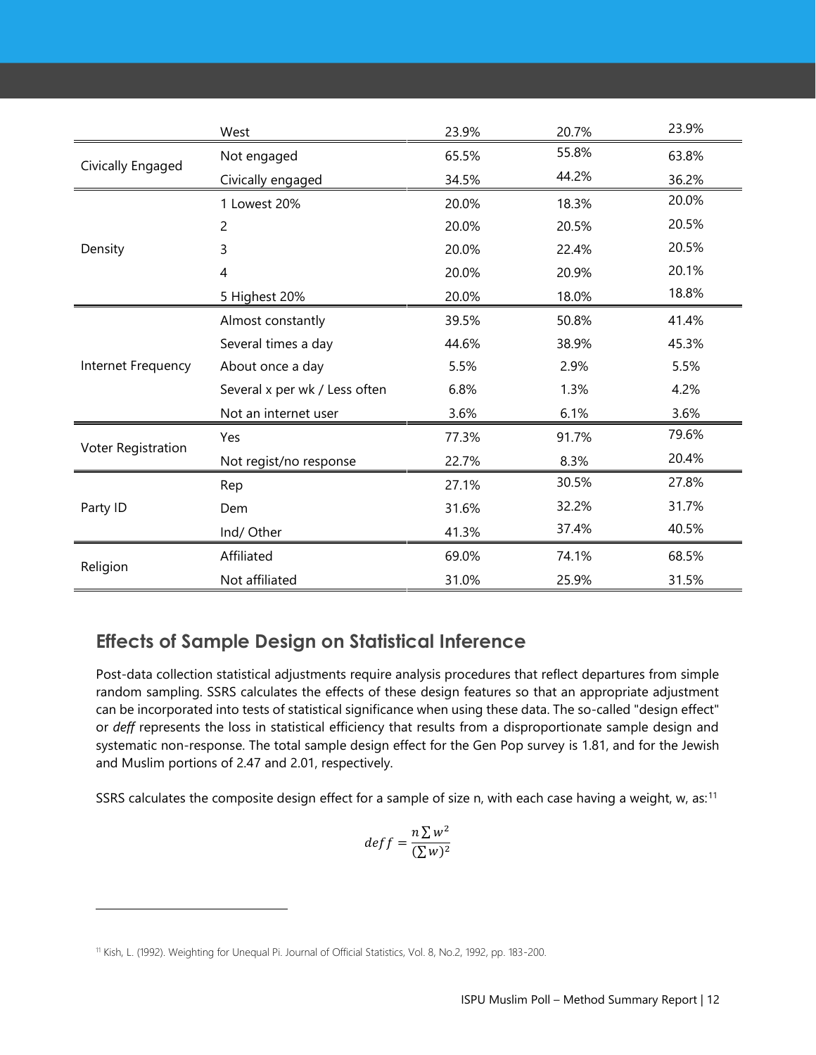| | | | | |
|---|---|---|---|---|
| | West | 23.9% | 20.7% | 23.9% |
| Civically Engaged | Not engaged | 65.5% | 55.8% | 63.8% |
| | Civically engaged | 34.5% | 44.2% | 36.2% |
| Density | 1 Lowest 20% | 20.0% | 18.3% | 20.0% |
| | 2 | 20.0% | 20.5% | 20.5% |
| | 3 | 20.0% | 22.4% | 20.5% |
| | 4 | 20.0% | 20.9% | 20.1% |
| | 5 Highest 20% | 20.0% | 18.0% | 18.8% |
| Internet Frequency | Almost constantly | 39.5% | 50.8% | 41.4% |
| | Several times a day | 44.6% | 38.9% | 45.3% |
| | About once a day | 5.5% | 2.9% | 5.5% |
| | Several x per wk / Less often | 6.8% | 1.3% | 4.2% |
| | Not an internet user | 3.6% | 6.1% | 3.6% |
| Voter Registration | Yes | 77.3% | 91.7% | 79.6% |
| | Not regist/no response | 22.7% | 8.3% | 20.4% |
| Party ID | Rep | 27.1% | 30.5% | 27.8% |
| | Dem | 31.6% | 32.2% | 31.7% |
| | Ind/ Other | 41.3% | 37.4% | 40.5% |
| Religion | Affiliated | 69.0% | 74.1% | 68.5% |
| | Not affiliated | 31.0% | 25.9% | 31.5% |

## Effects of Sample Design on Statistical Inference

Post-data collection statistical adjustments require analysis procedures that reflect departures from simple random sampling. SSRS calculates the effects of these design features so that an appropriate adjustment can be incorporated into tests of statistical significance when using these data. The so-called "design effect" or *deff* represents the loss in statistical efficiency that results from a disproportionate sample design and systematic non-response. The total sample design effect for the Gen Pop survey is 1.81, and for the Jewish and Muslim portions of 2.47 and 2.01, respectively.

SSRS calculates the composite design effect for a sample of size n, with each case having a weight, w, as:[11]

$$deff = \frac{n \sum w^2}{(\sum w)^2}$$

[11] Kish, L. (1992). Weighting for Unequal Pi. Journal of Official Statistics, Vol. 8, No.2, 1992, pp. 183-200.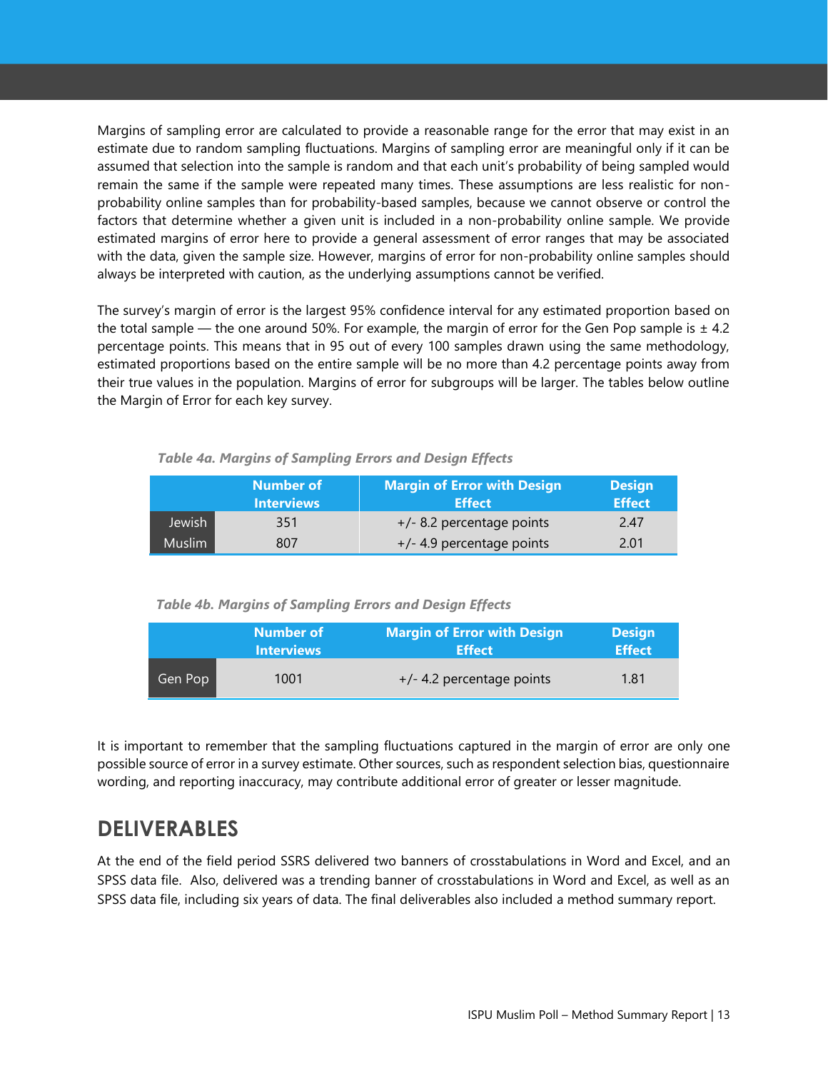Margins of sampling error are calculated to provide a reasonable range for the error that may exist in an estimate due to random sampling fluctuations. Margins of sampling error are meaningful only if it can be assumed that selection into the sample is random and that each unit's probability of being sampled would remain the same if the sample were repeated many times. These assumptions are less realistic for non-probability online samples than for probability-based samples, because we cannot observe or control the factors that determine whether a given unit is included in a non-probability online sample. We provide estimated margins of error here to provide a general assessment of error ranges that may be associated with the data, given the sample size. However, margins of error for non-probability online samples should always be interpreted with caution, as the underlying assumptions cannot be verified.

The survey's margin of error is the largest 95% confidence interval for any estimated proportion based on the total sample — the one around 50%. For example, the margin of error for the Gen Pop sample is ± 4.2 percentage points. This means that in 95 out of every 100 samples drawn using the same methodology, estimated proportions based on the entire sample will be no more than 4.2 percentage points away from their true values in the population. Margins of error for subgroups will be larger. The tables below outline the Margin of Error for each key survey.

*Table 4a. Margins of Sampling Errors and Design Effects*

| | Number of Interviews | Margin of Error with Design Effect | Design Effect |
|---|---|---|---|
| Jewish | 351 | +/- 8.2 percentage points | 2.47 |
| Muslim | 807 | +/- 4.9 percentage points | 2.01 |

*Table 4b. Margins of Sampling Errors and Design Effects*

| | Number of Interviews | Margin of Error with Design Effect | Design Effect |
|---|---|---|---|
| Gen Pop | 1001 | +/- 4.2 percentage points | 1.81 |

It is important to remember that the sampling fluctuations captured in the margin of error are only one possible source of error in a survey estimate. Other sources, such as respondent selection bias, questionnaire wording, and reporting inaccuracy, may contribute additional error of greater or lesser magnitude.

## DELIVERABLES

At the end of the field period SSRS delivered two banners of crosstabulations in Word and Excel, and an SPSS data file. Also, delivered was a trending banner of crosstabulations in Word and Excel, as well as an SPSS data file, including six years of data. The final deliverables also included a method summary report.